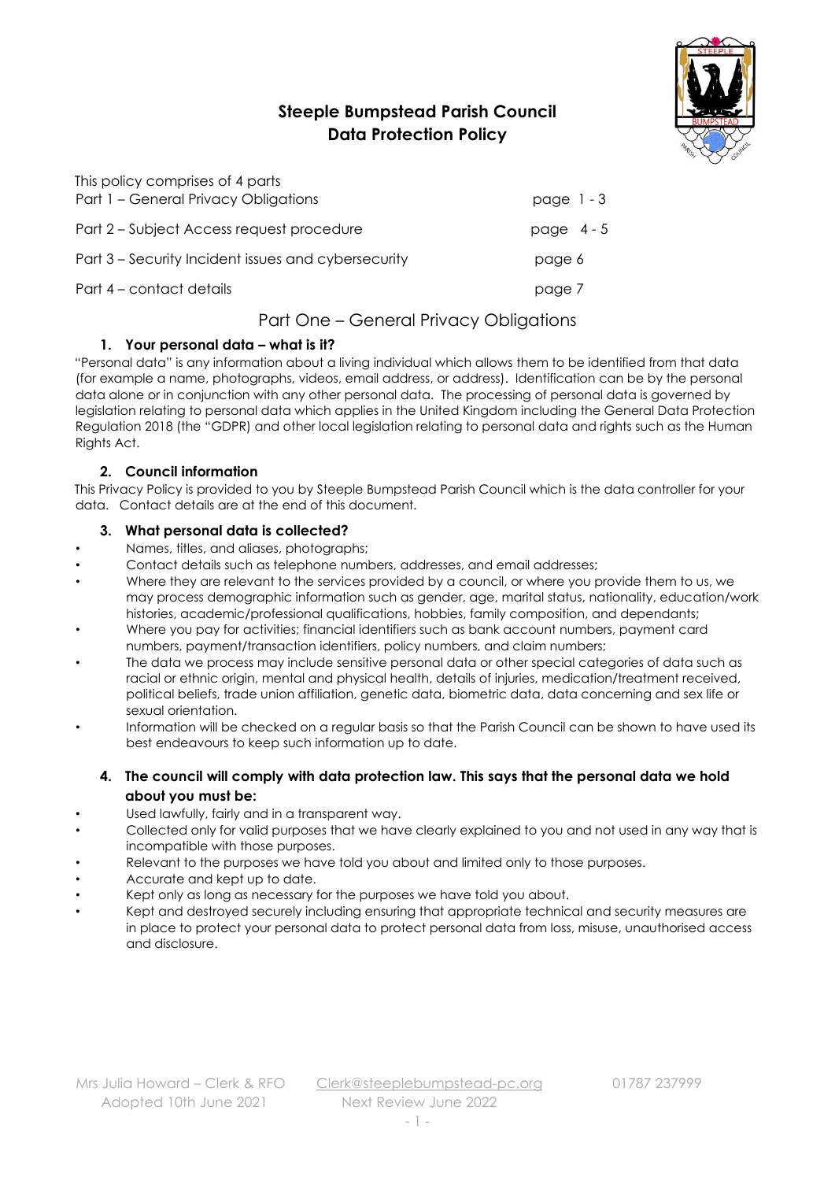# Steeple Bumpstead Parish Council
## Data Protection Policy

This policy comprises of 4 parts

| | |
|---|---|
| Part 1 – General Privacy Obligations | page 1 - 3 |
| Part 2 – Subject Access request procedure | page 4 - 5 |
| Part 3 – Security Incident issues and cybersecurity | page 6 |
| Part 4 – contact details | page 7 |

## Part One – General Privacy Obligations

### 1. Your personal data – what is it?

"Personal data" is any information about a living individual which allows them to be identified from that data (for example a name, photographs, videos, email address, or address). Identification can be by the personal data alone or in conjunction with any other personal data. The processing of personal data is governed by legislation relating to personal data which applies in the United Kingdom including the General Data Protection Regulation 2018 (the "GDPR) and other local legislation relating to personal data and rights such as the Human Rights Act.

### 2. Council information

This Privacy Policy is provided to you by Steeple Bumpstead Parish Council which is the data controller for your data. Contact details are at the end of this document.

### 3. What personal data is collected?

- Names, titles, and aliases, photographs;
- Contact details such as telephone numbers, addresses, and email addresses;
- Where they are relevant to the services provided by a council, or where you provide them to us, we may process demographic information such as gender, age, marital status, nationality, education/work histories, academic/professional qualifications, hobbies, family composition, and dependants;
- Where you pay for activities; financial identifiers such as bank account numbers, payment card numbers, payment/transaction identifiers, policy numbers, and claim numbers;
- The data we process may include sensitive personal data or other special categories of data such as racial or ethnic origin, mental and physical health, details of injuries, medication/treatment received, political beliefs, trade union affiliation, genetic data, biometric data, data concerning and sex life or sexual orientation.
- Information will be checked on a regular basis so that the Parish Council can be shown to have used its best endeavours to keep such information up to date.

### 4. The council will comply with data protection law. This says that the personal data we hold about you must be:

- Used lawfully, fairly and in a transparent way.
- Collected only for valid purposes that we have clearly explained to you and not used in any way that is incompatible with those purposes.
- Relevant to the purposes we have told you about and limited only to those purposes.
- Accurate and kept up to date.
- Kept only as long as necessary for the purposes we have told you about.
- Kept and destroyed securely including ensuring that appropriate technical and security measures are in place to protect your personal data to protect personal data from loss, misuse, unauthorised access and disclosure.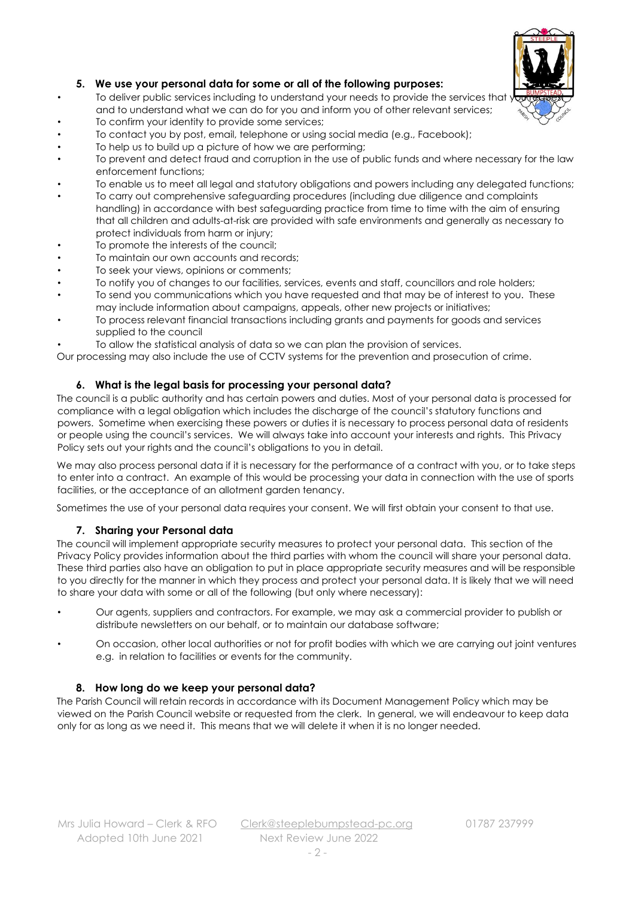## 5. We use your personal data for some or all of the following purposes:

- To deliver public services including to understand your needs to provide the services that you request and to understand what we can do for you and inform you of other relevant services;
- To confirm your identity to provide some services;
- To contact you by post, email, telephone or using social media (e.g., Facebook);
- To help us to build up a picture of how we are performing;
- To prevent and detect fraud and corruption in the use of public funds and where necessary for the law enforcement functions;
- To enable us to meet all legal and statutory obligations and powers including any delegated functions;
- To carry out comprehensive safeguarding procedures (including due diligence and complaints handling) in accordance with best safeguarding practice from time to time with the aim of ensuring that all children and adults-at-risk are provided with safe environments and generally as necessary to protect individuals from harm or injury;
- To promote the interests of the council;
- To maintain our own accounts and records;
- To seek your views, opinions or comments;
- To notify you of changes to our facilities, services, events and staff, councillors and role holders;
- To send you communications which you have requested and that may be of interest to you. These may include information about campaigns, appeals, other new projects or initiatives;
- To process relevant financial transactions including grants and payments for goods and services supplied to the council
- To allow the statistical analysis of data so we can plan the provision of services.

Our processing may also include the use of CCTV systems for the prevention and prosecution of crime.

## 6. What is the legal basis for processing your personal data?

The council is a public authority and has certain powers and duties. Most of your personal data is processed for compliance with a legal obligation which includes the discharge of the council's statutory functions and powers. Sometime when exercising these powers or duties it is necessary to process personal data of residents or people using the council's services. We will always take into account your interests and rights. This Privacy Policy sets out your rights and the council's obligations to you in detail.

We may also process personal data if it is necessary for the performance of a contract with you, or to take steps to enter into a contract. An example of this would be processing your data in connection with the use of sports facilities, or the acceptance of an allotment garden tenancy.

Sometimes the use of your personal data requires your consent. We will first obtain your consent to that use.

## 7. Sharing your Personal data

The council will implement appropriate security measures to protect your personal data. This section of the Privacy Policy provides information about the third parties with whom the council will share your personal data. These third parties also have an obligation to put in place appropriate security measures and will be responsible to you directly for the manner in which they process and protect your personal data. It is likely that we will need to share your data with some or all of the following (but only where necessary):

- Our agents, suppliers and contractors. For example, we may ask a commercial provider to publish or distribute newsletters on our behalf, or to maintain our database software;
- On occasion, other local authorities or not for profit bodies with which we are carrying out joint ventures e.g. in relation to facilities or events for the community.

## 8. How long do we keep your personal data?

The Parish Council will retain records in accordance with its Document Management Policy which may be viewed on the Parish Council website or requested from the clerk. In general, we will endeavour to keep data only for as long as we need it. This means that we will delete it when it is no longer needed.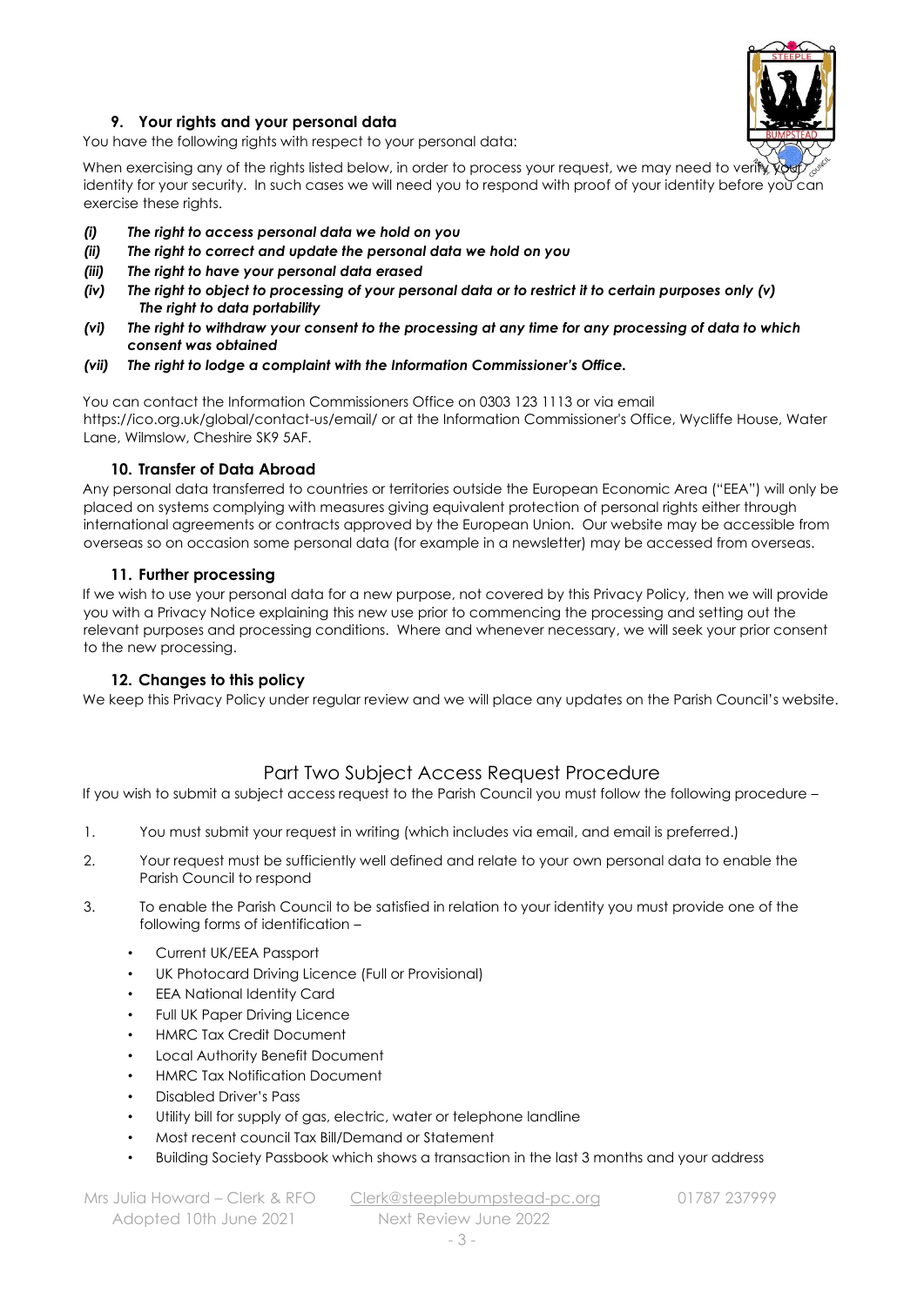### 9. Your rights and your personal data

You have the following rights with respect to your personal data:

When exercising any of the rights listed below, in order to process your request, we may need to verify your identity for your security. In such cases we will need you to respond with proof of your identity before you can exercise these rights.

- ***(i) The right to access personal data we hold on you***
- ***(ii) The right to correct and update the personal data we hold on you***
- ***(iii) The right to have your personal data erased***
- ***(iv) The right to object to processing of your personal data or to restrict it to certain purposes only (v) The right to data portability***
- ***(vi) The right to withdraw your consent to the processing at any time for any processing of data to which consent was obtained***
- ***(vii) The right to lodge a complaint with the Information Commissioner's Office.***

You can contact the Information Commissioners Office on 0303 123 1113 or via email https://ico.org.uk/global/contact-us/email/ or at the Information Commissioner's Office, Wycliffe House, Water Lane, Wilmslow, Cheshire SK9 5AF.

### 10. Transfer of Data Abroad

Any personal data transferred to countries or territories outside the European Economic Area ("EEA") will only be placed on systems complying with measures giving equivalent protection of personal rights either through international agreements or contracts approved by the European Union. Our website may be accessible from overseas so on occasion some personal data (for example in a newsletter) may be accessed from overseas.

### 11. Further processing

If we wish to use your personal data for a new purpose, not covered by this Privacy Policy, then we will provide you with a Privacy Notice explaining this new use prior to commencing the processing and setting out the relevant purposes and processing conditions. Where and whenever necessary, we will seek your prior consent to the new processing.

### 12. Changes to this policy

We keep this Privacy Policy under regular review and we will place any updates on the Parish Council's website.

## Part Two Subject Access Request Procedure

If you wish to submit a subject access request to the Parish Council you must follow the following procedure –

1. You must submit your request in writing (which includes via email, and email is preferred.)
2. Your request must be sufficiently well defined and relate to your own personal data to enable the Parish Council to respond
3. To enable the Parish Council to be satisfied in relation to your identity you must provide one of the following forms of identification –
   - Current UK/EEA Passport
   - UK Photocard Driving Licence (Full or Provisional)
   - EEA National Identity Card
   - Full UK Paper Driving Licence
   - HMRC Tax Credit Document
   - Local Authority Benefit Document
   - HMRC Tax Notification Document
   - Disabled Driver's Pass
   - Utility bill for supply of gas, electric, water or telephone landline
   - Most recent council Tax Bill/Demand or Statement
   - Building Society Passbook which shows a transaction in the last 3 months and your address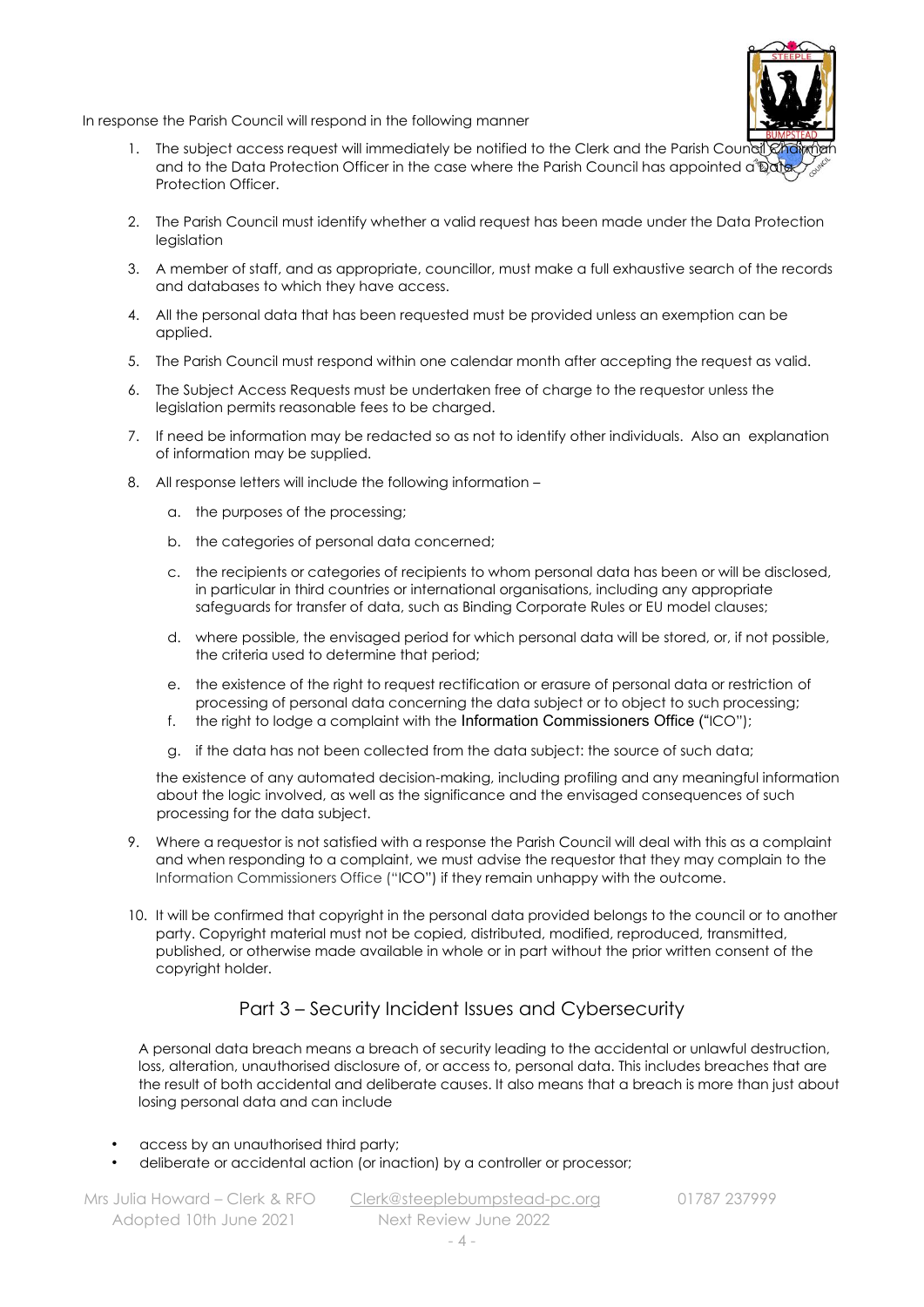In response the Parish Council will respond in the following manner

1. The subject access request will immediately be notified to the Clerk and the Parish Council Chairman and to the Data Protection Officer in the case where the Parish Council has appointed a Data Protection Officer.

2. The Parish Council must identify whether a valid request has been made under the Data Protection legislation

3. A member of staff, and as appropriate, councillor, must make a full exhaustive search of the records and databases to which they have access.

4. All the personal data that has been requested must be provided unless an exemption can be applied.

5. The Parish Council must respond within one calendar month after accepting the request as valid.

6. The Subject Access Requests must be undertaken free of charge to the requestor unless the legislation permits reasonable fees to be charged.

7. If need be information may be redacted so as not to identify other individuals. Also an explanation of information may be supplied.

8. All response letters will include the following information –

    a. the purposes of the processing;

    b. the categories of personal data concerned;

    c. the recipients or categories of recipients to whom personal data has been or will be disclosed, in particular in third countries or international organisations, including any appropriate safeguards for transfer of data, such as Binding Corporate Rules or EU model clauses;

    d. where possible, the envisaged period for which personal data will be stored, or, if not possible, the criteria used to determine that period;

    e. the existence of the right to request rectification or erasure of personal data or restriction of processing of personal data concerning the data subject or to object to such processing;

    f. the right to lodge a complaint with the Information Commissioners Office ("ICO");

    g. if the data has not been collected from the data subject: the source of such data;

    the existence of any automated decision-making, including profiling and any meaningful information about the logic involved, as well as the significance and the envisaged consequences of such processing for the data subject.

9. Where a requestor is not satisfied with a response the Parish Council will deal with this as a complaint and when responding to a complaint, we must advise the requestor that they may complain to the Information Commissioners Office ("ICO") if they remain unhappy with the outcome.

10. It will be confirmed that copyright in the personal data provided belongs to the council or to another party. Copyright material must not be copied, distributed, modified, reproduced, transmitted, published, or otherwise made available in whole or in part without the prior written consent of the copyright holder.

## Part 3 – Security Incident Issues and Cybersecurity

A personal data breach means a breach of security leading to the accidental or unlawful destruction, loss, alteration, unauthorised disclosure of, or access to, personal data. This includes breaches that are the result of both accidental and deliberate causes. It also means that a breach is more than just about losing personal data and can include

- access by an unauthorised third party;
- deliberate or accidental action (or inaction) by a controller or processor;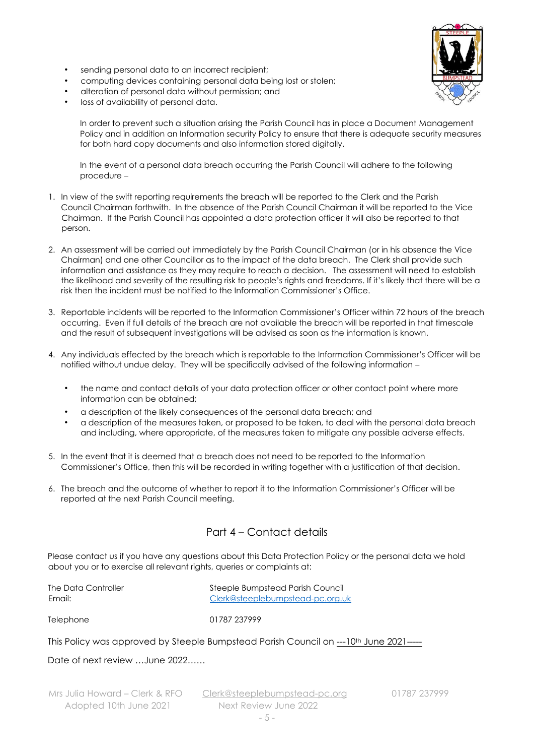- sending personal data to an incorrect recipient;
- computing devices containing personal data being lost or stolen;
- alteration of personal data without permission; and
- loss of availability of personal data.

In order to prevent such a situation arising the Parish Council has in place a Document Management Policy and in addition an Information security Policy to ensure that there is adequate security measures for both hard copy documents and also information stored digitally.

In the event of a personal data breach occurring the Parish Council will adhere to the following procedure –

1. In view of the swift reporting requirements the breach will be reported to the Clerk and the Parish Council Chairman forthwith. In the absence of the Parish Council Chairman it will be reported to the Vice Chairman. If the Parish Council has appointed a data protection officer it will also be reported to that person.

2. An assessment will be carried out immediately by the Parish Council Chairman (or in his absence the Vice Chairman) and one other Councillor as to the impact of the data breach. The Clerk shall provide such information and assistance as they may require to reach a decision. The assessment will need to establish the likelihood and severity of the resulting risk to people's rights and freedoms. If it's likely that there will be a risk then the incident must be notified to the Information Commissioner's Office.

3. Reportable incidents will be reported to the Information Commissioner's Officer within 72 hours of the breach occurring. Even if full details of the breach are not available the breach will be reported in that timescale and the result of subsequent investigations will be advised as soon as the information is known.

4. Any individuals effected by the breach which is reportable to the Information Commissioner's Officer will be notified without undue delay. They will be specifically advised of the following information –

   - the name and contact details of your data protection officer or other contact point where more information can be obtained;
   - a description of the likely consequences of the personal data breach; and
   - a description of the measures taken, or proposed to be taken, to deal with the personal data breach and including, where appropriate, of the measures taken to mitigate any possible adverse effects.

5. In the event that it is deemed that a breach does not need to be reported to the Information Commissioner's Office, then this will be recorded in writing together with a justification of that decision.

6. The breach and the outcome of whether to report it to the Information Commissioner's Officer will be reported at the next Parish Council meeting.

## Part 4 – Contact details

Please contact us if you have any questions about this Data Protection Policy or the personal data we hold about you or to exercise all relevant rights, queries or complaints at:

| | |
|---|---|
| The Data Controller | Steeple Bumpstead Parish Council |
| Email: | Clerk@steeplebumpstead-pc.org.uk |
| Telephone | 01787 237999 |

This Policy was approved by Steeple Bumpstead Parish Council on ---10th June 2021-----

Date of next review …June 2022……